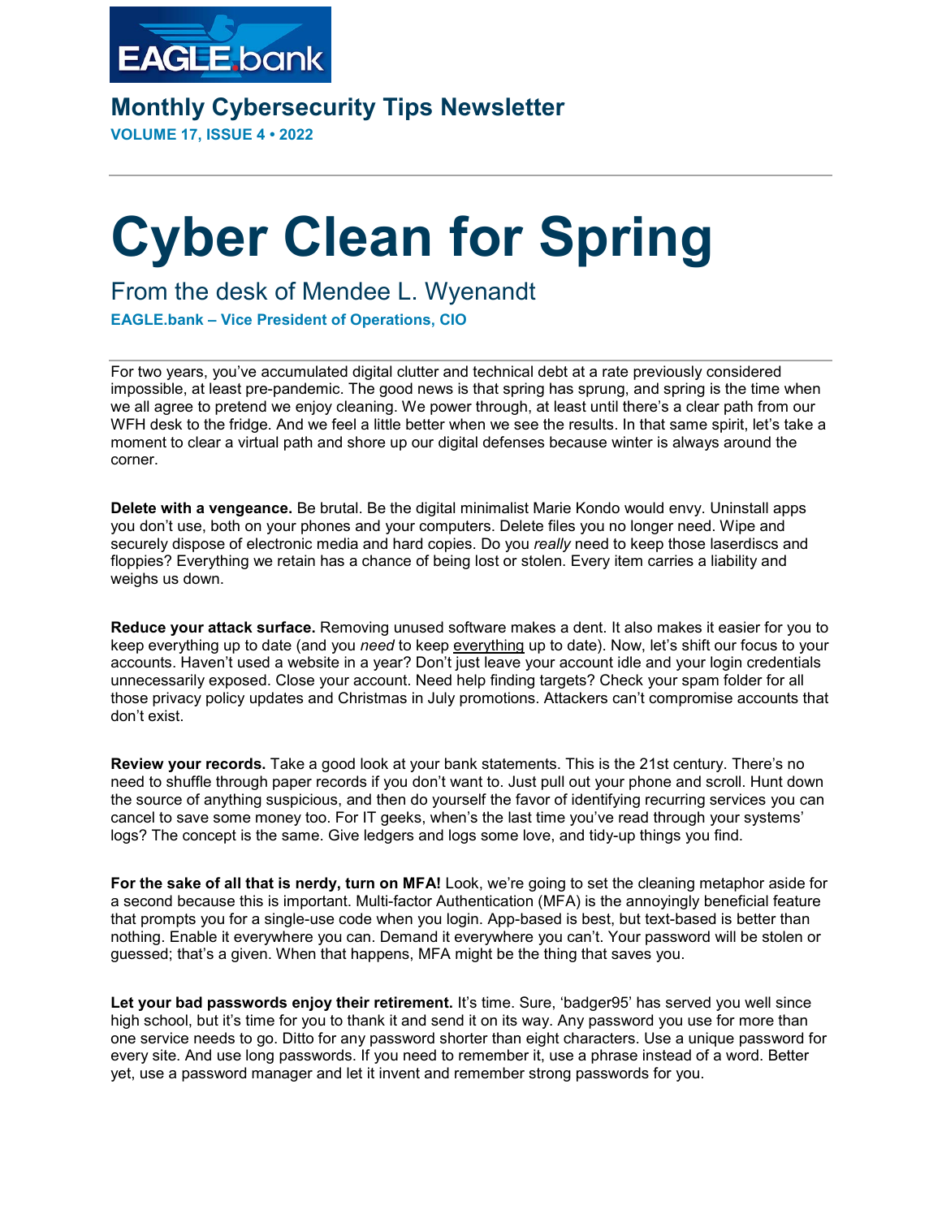EAGLE.bank

## Monthly Cybersecurity Tips Newsletter

**VOLUME 17, ISSUE 4 • 2022**

# Cyber Clean for Spring

### From the desk of Mendee L. Wyenandt

**EAGLE.bank – Vice President of Operations, CIO**

For two years, you've accumulated digital clutter and technical debt at a rate previously considered impossible, at least pre-pandemic. The good news is that spring has sprung, and spring is the time when we all agree to pretend we enjoy cleaning. We power through, at least until there's a clear path from our WFH desk to the fridge. And we feel a little better when we see the results. In that same spirit, let's take a moment to clear a virtual path and shore up our digital defenses because winter is always around the corner.

**Delete with a vengeance.** Be brutal. Be the digital minimalist Marie Kondo would envy. Uninstall apps you don't use, both on your phones and your computers. Delete files you no longer need. Wipe and securely dispose of electronic media and hard copies. Do you *really* need to keep those laserdiscs and floppies? Everything we retain has a chance of being lost or stolen. Every item carries a liability and weighs us down.

**Reduce your attack surface.** Removing unused software makes a dent. It also makes it easier for you to keep everything up to date (and you *need* to keep <u>everything</u> up to date). Now, let's shift our focus to your accounts. Haven't used a website in a year? Don't just leave your account idle and your login credentials unnecessarily exposed. Close your account. Need help finding targets? Check your spam folder for all those privacy policy updates and Christmas in July promotions. Attackers can't compromise accounts that don't exist.

**Review your records.** Take a good look at your bank statements. This is the 21st century. There's no need to shuffle through paper records if you don't want to. Just pull out your phone and scroll. Hunt down the source of anything suspicious, and then do yourself the favor of identifying recurring services you can cancel to save some money too. For IT geeks, when's the last time you've read through your systems' logs? The concept is the same. Give ledgers and logs some love, and tidy-up things you find.

**For the sake of all that is nerdy, turn on MFA!** Look, we're going to set the cleaning metaphor aside for a second because this is important. Multi-factor Authentication (MFA) is the annoyingly beneficial feature that prompts you for a single-use code when you login. App-based is best, but text-based is better than nothing. Enable it everywhere you can. Demand it everywhere you can't. Your password will be stolen or guessed; that's a given. When that happens, MFA might be the thing that saves you.

**Let your bad passwords enjoy their retirement.** It's time. Sure, 'badger95' has served you well since high school, but it's time for you to thank it and send it on its way. Any password you use for more than one service needs to go. Ditto for any password shorter than eight characters. Use a unique password for every site. And use long passwords. If you need to remember it, use a phrase instead of a word. Better yet, use a password manager and let it invent and remember strong passwords for you.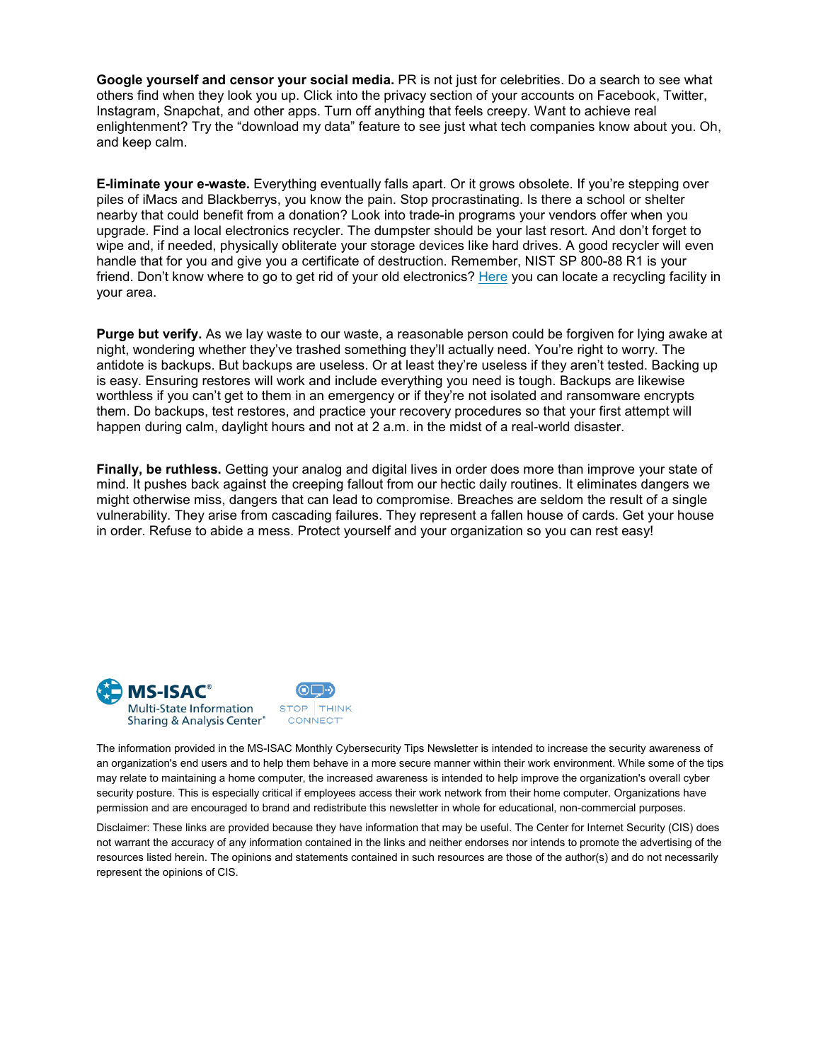**Google yourself and censor your social media.** PR is not just for celebrities. Do a search to see what others find when they look you up. Click into the privacy section of your accounts on Facebook, Twitter, Instagram, Snapchat, and other apps. Turn off anything that feels creepy. Want to achieve real enlightenment? Try the "download my data" feature to see just what tech companies know about you. Oh, and keep calm.

**E-liminate your e-waste.** Everything eventually falls apart. Or it grows obsolete. If you're stepping over piles of iMacs and Blackberrys, you know the pain. Stop procrastinating. Is there a school or shelter nearby that could benefit from a donation? Look into trade-in programs your vendors offer when you upgrade. Find a local electronics recycler. The dumpster should be your last resort. And don't forget to wipe and, if needed, physically obliterate your storage devices like hard drives. A good recycler will even handle that for you and give you a certificate of destruction. Remember, NIST SP 800-88 R1 is your friend. Don't know where to go to get rid of your old electronics? Here you can locate a recycling facility in your area.

**Purge but verify.** As we lay waste to our waste, a reasonable person could be forgiven for lying awake at night, wondering whether they've trashed something they'll actually need. You're right to worry. The antidote is backups. But backups are useless. Or at least they're useless if they aren't tested. Backing up is easy. Ensuring restores will work and include everything you need is tough. Backups are likewise worthless if you can't get to them in an emergency or if they're not isolated and ransomware encrypts them. Do backups, test restores, and practice your recovery procedures so that your first attempt will happen during calm, daylight hours and not at 2 a.m. in the midst of a real-world disaster.

**Finally, be ruthless.** Getting your analog and digital lives in order does more than improve your state of mind. It pushes back against the creeping fallout from our hectic daily routines. It eliminates dangers we might otherwise miss, dangers that can lead to compromise. Breaches are seldom the result of a single vulnerability. They arise from cascading failures. They represent a fallen house of cards. Get your house in order. Refuse to abide a mess. Protect yourself and your organization so you can rest easy!

MS-ISAC® Multi-State Information Sharing & Analysis Center®

STOP | THINK CONNECT™

The information provided in the MS-ISAC Monthly Cybersecurity Tips Newsletter is intended to increase the security awareness of an organization's end users and to help them behave in a more secure manner within their work environment. While some of the tips may relate to maintaining a home computer, the increased awareness is intended to help improve the organization's overall cyber security posture. This is especially critical if employees access their work network from their home computer. Organizations have permission and are encouraged to brand and redistribute this newsletter in whole for educational, non-commercial purposes.

Disclaimer: These links are provided because they have information that may be useful. The Center for Internet Security (CIS) does not warrant the accuracy of any information contained in the links and neither endorses nor intends to promote the advertising of the resources listed herein. The opinions and statements contained in such resources are those of the author(s) and do not necessarily represent the opinions of CIS.